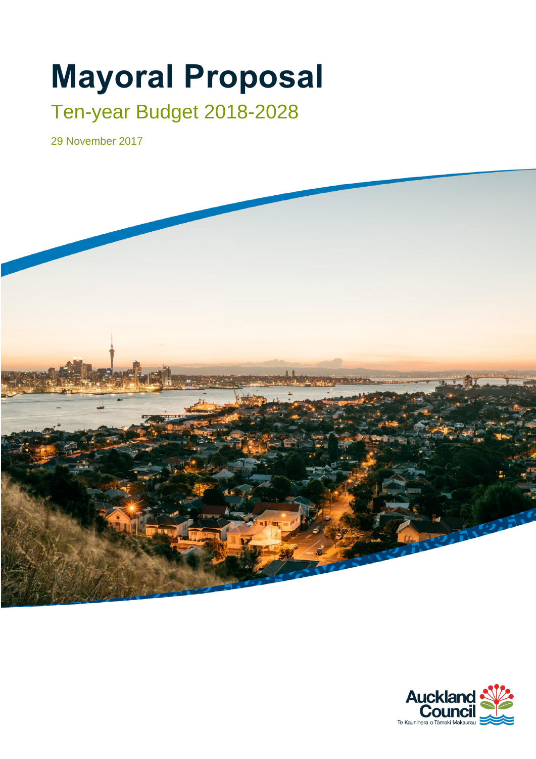# Mayoral Proposal

## Ten-year Budget 2018-2028

29 November 2017

Auckland Council
Te Kaunihera o Tāmaki Makaurau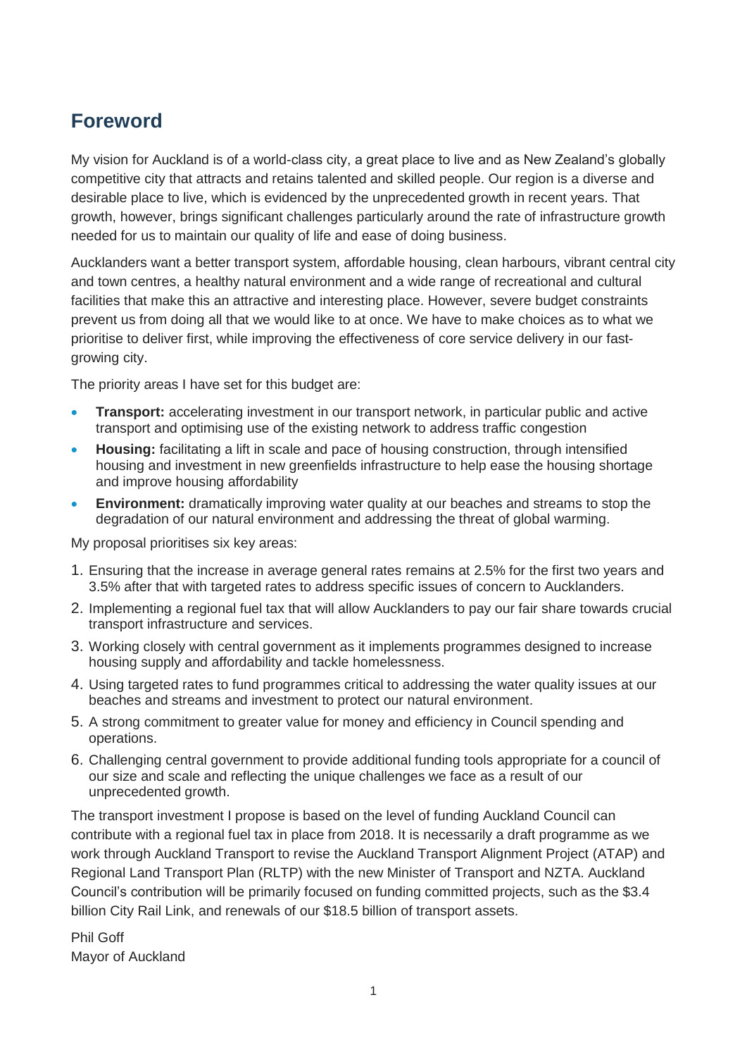## Foreword

My vision for Auckland is of a world-class city, a great place to live and as New Zealand's globally competitive city that attracts and retains talented and skilled people. Our region is a diverse and desirable place to live, which is evidenced by the unprecedented growth in recent years. That growth, however, brings significant challenges particularly around the rate of infrastructure growth needed for us to maintain our quality of life and ease of doing business.

Aucklanders want a better transport system, affordable housing, clean harbours, vibrant central city and town centres, a healthy natural environment and a wide range of recreational and cultural facilities that make this an attractive and interesting place. However, severe budget constraints prevent us from doing all that we would like to at once. We have to make choices as to what we prioritise to deliver first, while improving the effectiveness of core service delivery in our fast-growing city.

The priority areas I have set for this budget are:

- **Transport:** accelerating investment in our transport network, in particular public and active transport and optimising use of the existing network to address traffic congestion
- **Housing:** facilitating a lift in scale and pace of housing construction, through intensified housing and investment in new greenfields infrastructure to help ease the housing shortage and improve housing affordability
- **Environment:** dramatically improving water quality at our beaches and streams to stop the degradation of our natural environment and addressing the threat of global warming.

My proposal prioritises six key areas:

1. Ensuring that the increase in average general rates remains at 2.5% for the first two years and 3.5% after that with targeted rates to address specific issues of concern to Aucklanders.
2. Implementing a regional fuel tax that will allow Aucklanders to pay our fair share towards crucial transport infrastructure and services.
3. Working closely with central government as it implements programmes designed to increase housing supply and affordability and tackle homelessness.
4. Using targeted rates to fund programmes critical to addressing the water quality issues at our beaches and streams and investment to protect our natural environment.
5. A strong commitment to greater value for money and efficiency in Council spending and operations.
6. Challenging central government to provide additional funding tools appropriate for a council of our size and scale and reflecting the unique challenges we face as a result of our unprecedented growth.

The transport investment I propose is based on the level of funding Auckland Council can contribute with a regional fuel tax in place from 2018. It is necessarily a draft programme as we work through Auckland Transport to revise the Auckland Transport Alignment Project (ATAP) and Regional Land Transport Plan (RLTP) with the new Minister of Transport and NZTA. Auckland Council's contribution will be primarily focused on funding committed projects, such as the $3.4 billion City Rail Link, and renewals of our $18.5 billion of transport assets.

Phil Goff
Mayor of Auckland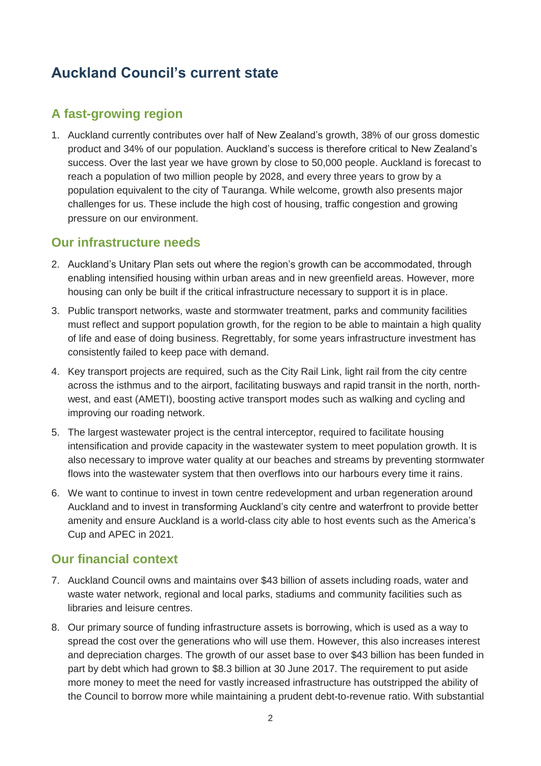## Auckland Council's current state

### A fast-growing region

1. Auckland currently contributes over half of New Zealand's growth, 38% of our gross domestic product and 34% of our population. Auckland's success is therefore critical to New Zealand's success. Over the last year we have grown by close to 50,000 people. Auckland is forecast to reach a population of two million people by 2028, and every three years to grow by a population equivalent to the city of Tauranga. While welcome, growth also presents major challenges for us. These include the high cost of housing, traffic congestion and growing pressure on our environment.

### Our infrastructure needs

2. Auckland's Unitary Plan sets out where the region's growth can be accommodated, through enabling intensified housing within urban areas and in new greenfield areas. However, more housing can only be built if the critical infrastructure necessary to support it is in place.
3. Public transport networks, waste and stormwater treatment, parks and community facilities must reflect and support population growth, for the region to be able to maintain a high quality of life and ease of doing business. Regrettably, for some years infrastructure investment has consistently failed to keep pace with demand.
4. Key transport projects are required, such as the City Rail Link, light rail from the city centre across the isthmus and to the airport, facilitating busways and rapid transit in the north, north-west, and east (AMETI), boosting active transport modes such as walking and cycling and improving our roading network.
5. The largest wastewater project is the central interceptor, required to facilitate housing intensification and provide capacity in the wastewater system to meet population growth. It is also necessary to improve water quality at our beaches and streams by preventing stormwater flows into the wastewater system that then overflows into our harbours every time it rains.
6. We want to continue to invest in town centre redevelopment and urban regeneration around Auckland and to invest in transforming Auckland's city centre and waterfront to provide better amenity and ensure Auckland is a world-class city able to host events such as the America's Cup and APEC in 2021.

### Our financial context

7. Auckland Council owns and maintains over $43 billion of assets including roads, water and waste water network, regional and local parks, stadiums and community facilities such as libraries and leisure centres.
8. Our primary source of funding infrastructure assets is borrowing, which is used as a way to spread the cost over the generations who will use them. However, this also increases interest and depreciation charges. The growth of our asset base to over $43 billion has been funded in part by debt which had grown to $8.3 billion at 30 June 2017. The requirement to put aside more money to meet the need for vastly increased infrastructure has outstripped the ability of the Council to borrow more while maintaining a prudent debt-to-revenue ratio. With substantial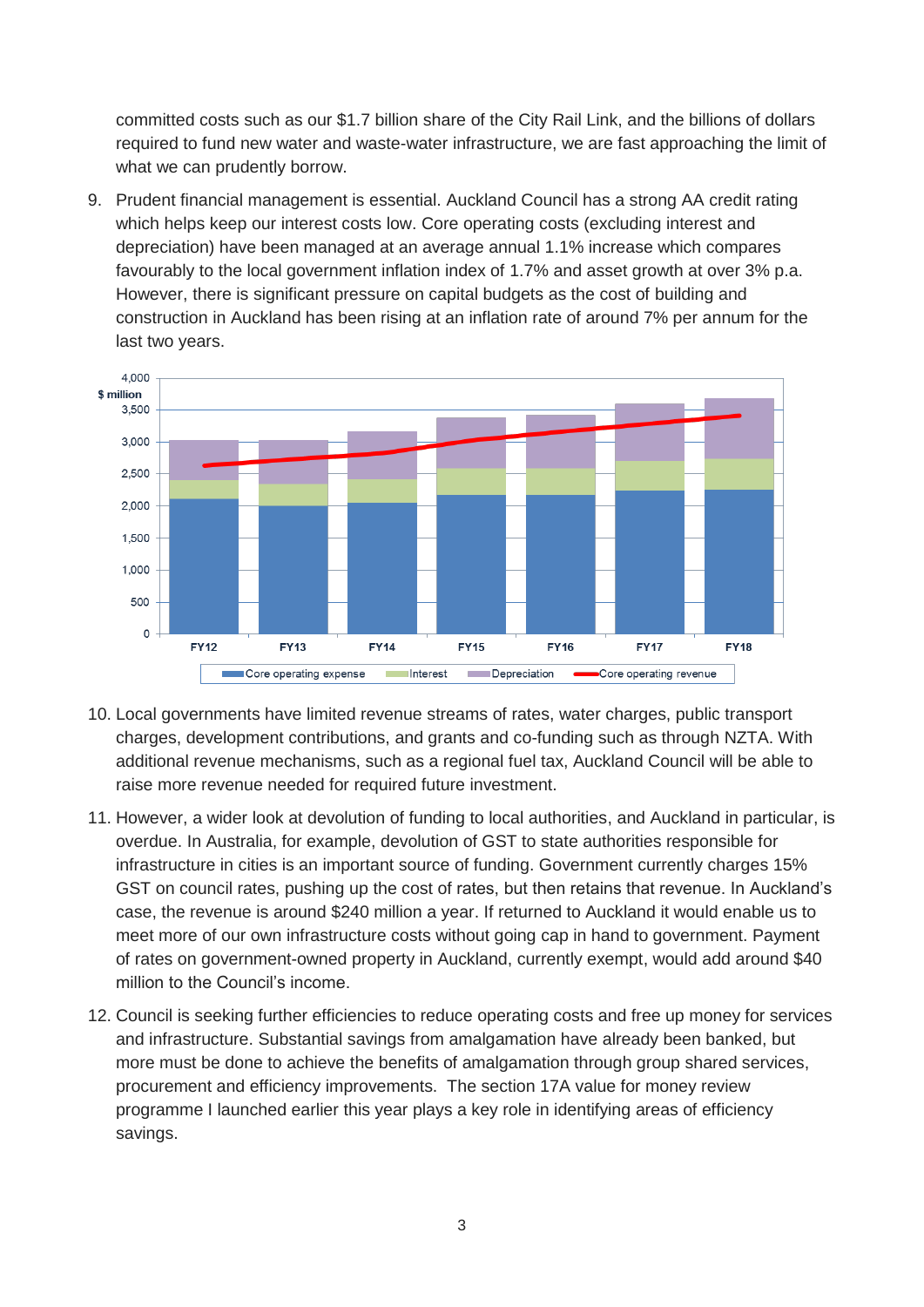committed costs such as our $1.7 billion share of the City Rail Link, and the billions of dollars required to fund new water and waste-water infrastructure, we are fast approaching the limit of what we can prudently borrow.

9. Prudent financial management is essential. Auckland Council has a strong AA credit rating which helps keep our interest costs low. Core operating costs (excluding interest and depreciation) have been managed at an average annual 1.1% increase which compares favourably to the local government inflation index of 1.7% and asset growth at over 3% p.a. However, there is significant pressure on capital budgets as the cost of building and construction in Auckland has been rising at an inflation rate of around 7% per annum for the last two years.

10. Local governments have limited revenue streams of rates, water charges, public transport charges, development contributions, and grants and co-funding such as through NZTA. With additional revenue mechanisms, such as a regional fuel tax, Auckland Council will be able to raise more revenue needed for required future investment.

11. However, a wider look at devolution of funding to local authorities, and Auckland in particular, is overdue. In Australia, for example, devolution of GST to state authorities responsible for infrastructure in cities is an important source of funding. Government currently charges 15% GST on council rates, pushing up the cost of rates, but then retains that revenue. In Auckland's case, the revenue is around $240 million a year. If returned to Auckland it would enable us to meet more of our own infrastructure costs without going cap in hand to government. Payment of rates on government-owned property in Auckland, currently exempt, would add around $40 million to the Council's income.

12. Council is seeking further efficiencies to reduce operating costs and free up money for services and infrastructure. Substantial savings from amalgamation have already been banked, but more must be done to achieve the benefits of amalgamation through group shared services, procurement and efficiency improvements. The section 17A value for money review programme I launched earlier this year plays a key role in identifying areas of efficiency savings.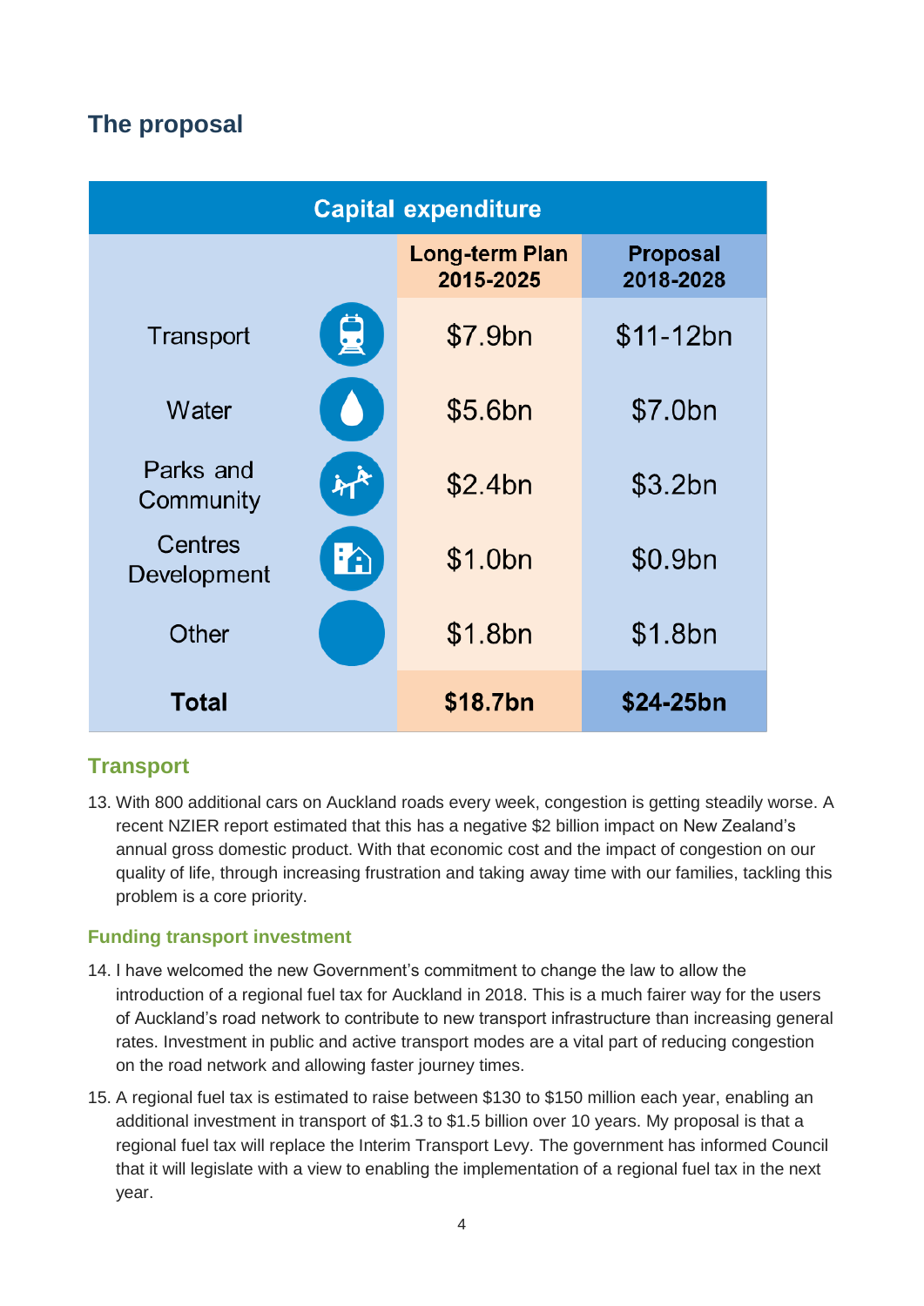## The proposal

| Capital expenditure | | |
|---|---|---|
| | **Long-term Plan 2015-2025** | **Proposal 2018-2028** |
| Transport | $7.9bn | $11-12bn |
| Water | $5.6bn | $7.0bn |
| Parks and Community | $2.4bn | $3.2bn |
| Centres Development | $1.0bn | $0.9bn |
| Other | $1.8bn | $1.8bn |
| **Total** | **$18.7bn** | **$24-25bn** |

### Transport

13. With 800 additional cars on Auckland roads every week, congestion is getting steadily worse. A recent NZIER report estimated that this has a negative $2 billion impact on New Zealand's annual gross domestic product. With that economic cost and the impact of congestion on our quality of life, through increasing frustration and taking away time with our families, tackling this problem is a core priority.

#### Funding transport investment

14. I have welcomed the new Government's commitment to change the law to allow the introduction of a regional fuel tax for Auckland in 2018. This is a much fairer way for the users of Auckland's road network to contribute to new transport infrastructure than increasing general rates. Investment in public and active transport modes are a vital part of reducing congestion on the road network and allowing faster journey times.

15. A regional fuel tax is estimated to raise between $130 to $150 million each year, enabling an additional investment in transport of $1.3 to $1.5 billion over 10 years. My proposal is that a regional fuel tax will replace the Interim Transport Levy. The government has informed Council that it will legislate with a view to enabling the implementation of a regional fuel tax in the next year.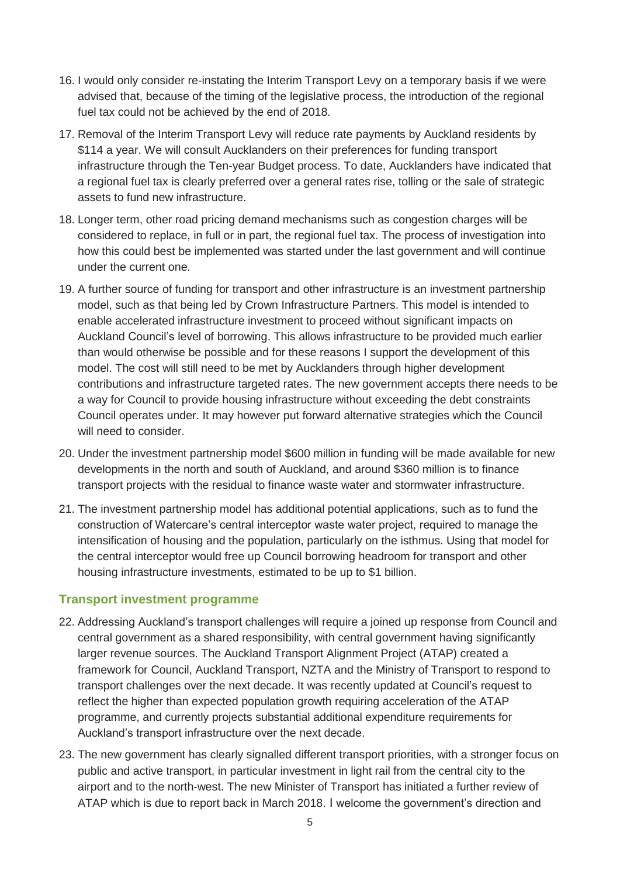16. I would only consider re-instating the Interim Transport Levy on a temporary basis if we were advised that, because of the timing of the legislative process, the introduction of the regional fuel tax could not be achieved by the end of 2018.

17. Removal of the Interim Transport Levy will reduce rate payments by Auckland residents by $114 a year. We will consult Aucklanders on their preferences for funding transport infrastructure through the Ten-year Budget process. To date, Aucklanders have indicated that a regional fuel tax is clearly preferred over a general rates rise, tolling or the sale of strategic assets to fund new infrastructure.

18. Longer term, other road pricing demand mechanisms such as congestion charges will be considered to replace, in full or in part, the regional fuel tax. The process of investigation into how this could best be implemented was started under the last government and will continue under the current one.

19. A further source of funding for transport and other infrastructure is an investment partnership model, such as that being led by Crown Infrastructure Partners. This model is intended to enable accelerated infrastructure investment to proceed without significant impacts on Auckland Council's level of borrowing. This allows infrastructure to be provided much earlier than would otherwise be possible and for these reasons I support the development of this model. The cost will still need to be met by Aucklanders through higher development contributions and infrastructure targeted rates. The new government accepts there needs to be a way for Council to provide housing infrastructure without exceeding the debt constraints Council operates under. It may however put forward alternative strategies which the Council will need to consider.

20. Under the investment partnership model $600 million in funding will be made available for new developments in the north and south of Auckland, and around $360 million is to finance transport projects with the residual to finance waste water and stormwater infrastructure.

21. The investment partnership model has additional potential applications, such as to fund the construction of Watercare's central interceptor waste water project, required to manage the intensification of housing and the population, particularly on the isthmus. Using that model for the central interceptor would free up Council borrowing headroom for transport and other housing infrastructure investments, estimated to be up to $1 billion.

### Transport investment programme

22. Addressing Auckland's transport challenges will require a joined up response from Council and central government as a shared responsibility, with central government having significantly larger revenue sources. The Auckland Transport Alignment Project (ATAP) created a framework for Council, Auckland Transport, NZTA and the Ministry of Transport to respond to transport challenges over the next decade. It was recently updated at Council's request to reflect the higher than expected population growth requiring acceleration of the ATAP programme, and currently projects substantial additional expenditure requirements for Auckland's transport infrastructure over the next decade.

23. The new government has clearly signalled different transport priorities, with a stronger focus on public and active transport, in particular investment in light rail from the central city to the airport and to the north-west. The new Minister of Transport has initiated a further review of ATAP which is due to report back in March 2018. I welcome the government's direction and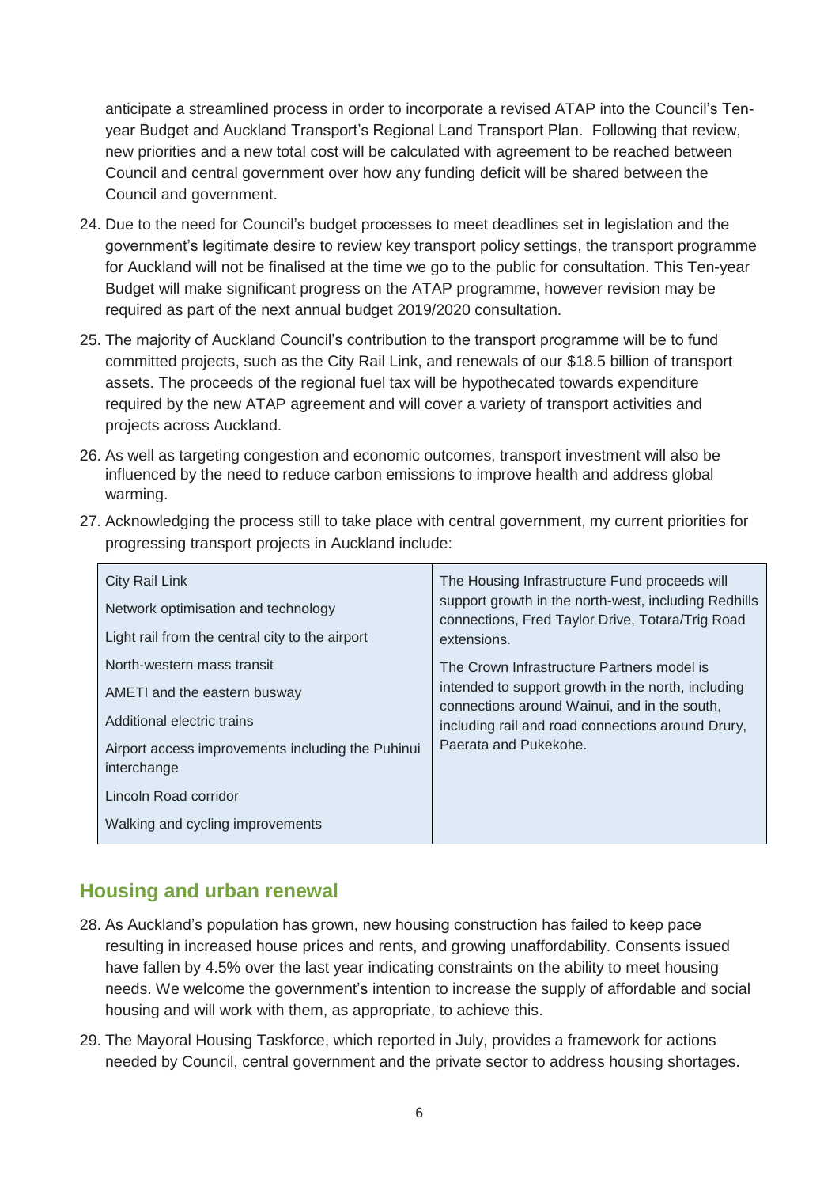anticipate a streamlined process in order to incorporate a revised ATAP into the Council's Ten-year Budget and Auckland Transport's Regional Land Transport Plan. Following that review, new priorities and a new total cost will be calculated with agreement to be reached between Council and central government over how any funding deficit will be shared between the Council and government.

24. Due to the need for Council's budget processes to meet deadlines set in legislation and the government's legitimate desire to review key transport policy settings, the transport programme for Auckland will not be finalised at the time we go to the public for consultation. This Ten-year Budget will make significant progress on the ATAP programme, however revision may be required as part of the next annual budget 2019/2020 consultation.

25. The majority of Auckland Council's contribution to the transport programme will be to fund committed projects, such as the City Rail Link, and renewals of our $18.5 billion of transport assets. The proceeds of the regional fuel tax will be hypothecated towards expenditure required by the new ATAP agreement and will cover a variety of transport activities and projects across Auckland.

26. As well as targeting congestion and economic outcomes, transport investment will also be influenced by the need to reduce carbon emissions to improve health and address global warming.

27. Acknowledging the process still to take place with central government, my current priorities for progressing transport projects in Auckland include:

| | |
|---|---|
| City Rail Link<br>Network optimisation and technology<br>Light rail from the central city to the airport<br>North-western mass transit<br>AMETI and the eastern busway<br>Additional electric trains<br>Airport access improvements including the Puhinui interchange<br>Lincoln Road corridor<br>Walking and cycling improvements | The Housing Infrastructure Fund proceeds will support growth in the north-west, including Redhills connections, Fred Taylor Drive, Totara/Trig Road extensions.<br>The Crown Infrastructure Partners model is intended to support growth in the north, including connections around Wainui, and in the south, including rail and road connections around Drury, Paerata and Pukekohe. |

## Housing and urban renewal

28. As Auckland's population has grown, new housing construction has failed to keep pace resulting in increased house prices and rents, and growing unaffordability. Consents issued have fallen by 4.5% over the last year indicating constraints on the ability to meet housing needs. We welcome the government's intention to increase the supply of affordable and social housing and will work with them, as appropriate, to achieve this.

29. The Mayoral Housing Taskforce, which reported in July, provides a framework for actions needed by Council, central government and the private sector to address housing shortages.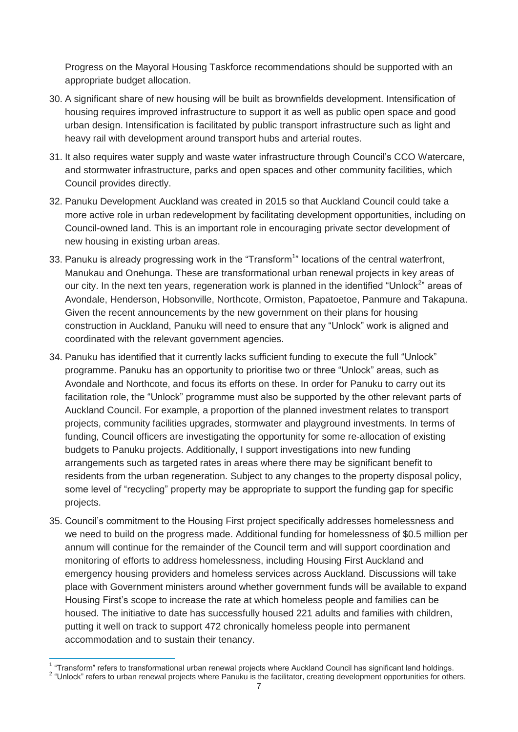Progress on the Mayoral Housing Taskforce recommendations should be supported with an appropriate budget allocation.

30. A significant share of new housing will be built as brownfields development. Intensification of housing requires improved infrastructure to support it as well as public open space and good urban design. Intensification is facilitated by public transport infrastructure such as light and heavy rail with development around transport hubs and arterial routes.

31. It also requires water supply and waste water infrastructure through Council's CCO Watercare, and stormwater infrastructure, parks and open spaces and other community facilities, which Council provides directly.

32. Panuku Development Auckland was created in 2015 so that Auckland Council could take a more active role in urban redevelopment by facilitating development opportunities, including on Council-owned land. This is an important role in encouraging private sector development of new housing in existing urban areas.

33. Panuku is already progressing work in the "Transform[1]" locations of the central waterfront, Manukau and Onehunga. These are transformational urban renewal projects in key areas of our city. In the next ten years, regeneration work is planned in the identified "Unlock[2]" areas of Avondale, Henderson, Hobsonville, Northcote, Ormiston, Papatoetoe, Panmure and Takapuna. Given the recent announcements by the new government on their plans for housing construction in Auckland, Panuku will need to ensure that any "Unlock" work is aligned and coordinated with the relevant government agencies.

34. Panuku has identified that it currently lacks sufficient funding to execute the full "Unlock" programme. Panuku has an opportunity to prioritise two or three "Unlock" areas, such as Avondale and Northcote, and focus its efforts on these. In order for Panuku to carry out its facilitation role, the "Unlock" programme must also be supported by the other relevant parts of Auckland Council. For example, a proportion of the planned investment relates to transport projects, community facilities upgrades, stormwater and playground investments. In terms of funding, Council officers are investigating the opportunity for some re-allocation of existing budgets to Panuku projects. Additionally, I support investigations into new funding arrangements such as targeted rates in areas where there may be significant benefit to residents from the urban regeneration. Subject to any changes to the property disposal policy, some level of "recycling" property may be appropriate to support the funding gap for specific projects.

35. Council's commitment to the Housing First project specifically addresses homelessness and we need to build on the progress made. Additional funding for homelessness of $0.5 million per annum will continue for the remainder of the Council term and will support coordination and monitoring of efforts to address homelessness, including Housing First Auckland and emergency housing providers and homeless services across Auckland. Discussions will take place with Government ministers around whether government funds will be available to expand Housing First's scope to increase the rate at which homeless people and families can be housed. The initiative to date has successfully housed 221 adults and families with children, putting it well on track to support 472 chronically homeless people into permanent accommodation and to sustain their tenancy.

---

[1] "Transform" refers to transformational urban renewal projects where Auckland Council has significant land holdings.

[2] "Unlock" refers to urban renewal projects where Panuku is the facilitator, creating development opportunities for others.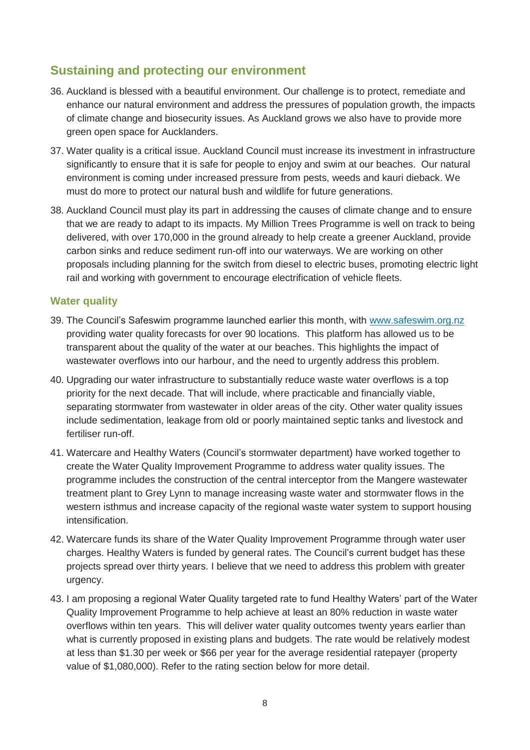## Sustaining and protecting our environment

36. Auckland is blessed with a beautiful environment. Our challenge is to protect, remediate and enhance our natural environment and address the pressures of population growth, the impacts of climate change and biosecurity issues. As Auckland grows we also have to provide more green open space for Aucklanders.

37. Water quality is a critical issue. Auckland Council must increase its investment in infrastructure significantly to ensure that it is safe for people to enjoy and swim at our beaches. Our natural environment is coming under increased pressure from pests, weeds and kauri dieback. We must do more to protect our natural bush and wildlife for future generations.

38. Auckland Council must play its part in addressing the causes of climate change and to ensure that we are ready to adapt to its impacts. My Million Trees Programme is well on track to being delivered, with over 170,000 in the ground already to help create a greener Auckland, provide carbon sinks and reduce sediment run-off into our waterways. We are working on other proposals including planning for the switch from diesel to electric buses, promoting electric light rail and working with government to encourage electrification of vehicle fleets.

### Water quality

39. The Council's Safeswim programme launched earlier this month, with [www.safeswim.org.nz](http://www.safeswim.org.nz) providing water quality forecasts for over 90 locations. This platform has allowed us to be transparent about the quality of the water at our beaches. This highlights the impact of wastewater overflows into our harbour, and the need to urgently address this problem.

40. Upgrading our water infrastructure to substantially reduce waste water overflows is a top priority for the next decade. That will include, where practicable and financially viable, separating stormwater from wastewater in older areas of the city. Other water quality issues include sedimentation, leakage from old or poorly maintained septic tanks and livestock and fertiliser run-off.

41. Watercare and Healthy Waters (Council's stormwater department) have worked together to create the Water Quality Improvement Programme to address water quality issues. The programme includes the construction of the central interceptor from the Mangere wastewater treatment plant to Grey Lynn to manage increasing waste water and stormwater flows in the western isthmus and increase capacity of the regional waste water system to support housing intensification.

42. Watercare funds its share of the Water Quality Improvement Programme through water user charges. Healthy Waters is funded by general rates. The Council's current budget has these projects spread over thirty years. I believe that we need to address this problem with greater urgency.

43. I am proposing a regional Water Quality targeted rate to fund Healthy Waters' part of the Water Quality Improvement Programme to help achieve at least an 80% reduction in waste water overflows within ten years. This will deliver water quality outcomes twenty years earlier than what is currently proposed in existing plans and budgets. The rate would be relatively modest at less than $1.30 per week or $66 per year for the average residential ratepayer (property value of $1,080,000). Refer to the rating section below for more detail.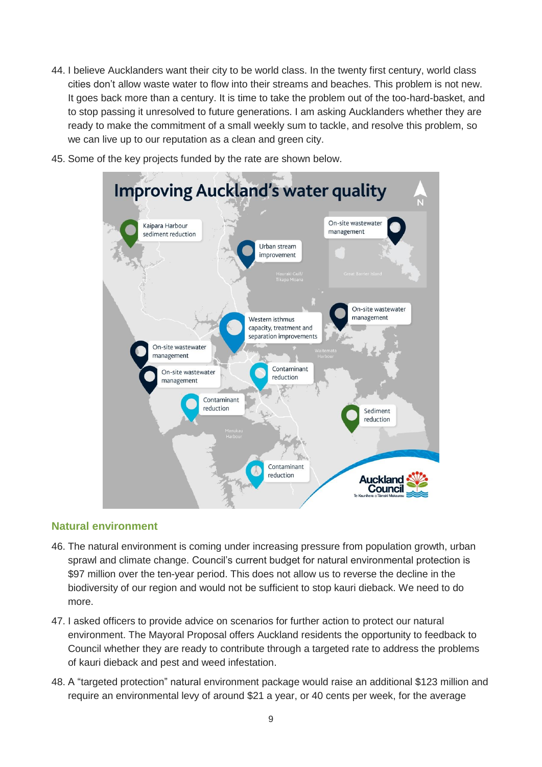44. I believe Aucklanders want their city to be world class. In the twenty first century, world class cities don't allow waste water to flow into their streams and beaches. This problem is not new. It goes back more than a century. It is time to take the problem out of the too-hard-basket, and to stop passing it unresolved to future generations. I am asking Aucklanders whether they are ready to make the commitment of a small weekly sum to tackle, and resolve this problem, so we can live up to our reputation as a clean and green city.

45. Some of the key projects funded by the rate are shown below.

## Natural environment

46. The natural environment is coming under increasing pressure from population growth, urban sprawl and climate change. Council's current budget for natural environmental protection is $97 million over the ten-year period. This does not allow us to reverse the decline in the biodiversity of our region and would not be sufficient to stop kauri dieback. We need to do more.

47. I asked officers to provide advice on scenarios for further action to protect our natural environment. The Mayoral Proposal offers Auckland residents the opportunity to feedback to Council whether they are ready to contribute through a targeted rate to address the problems of kauri dieback and pest and weed infestation.

48. A "targeted protection" natural environment package would raise an additional $123 million and require an environmental levy of around $21 a year, or 40 cents per week, for the average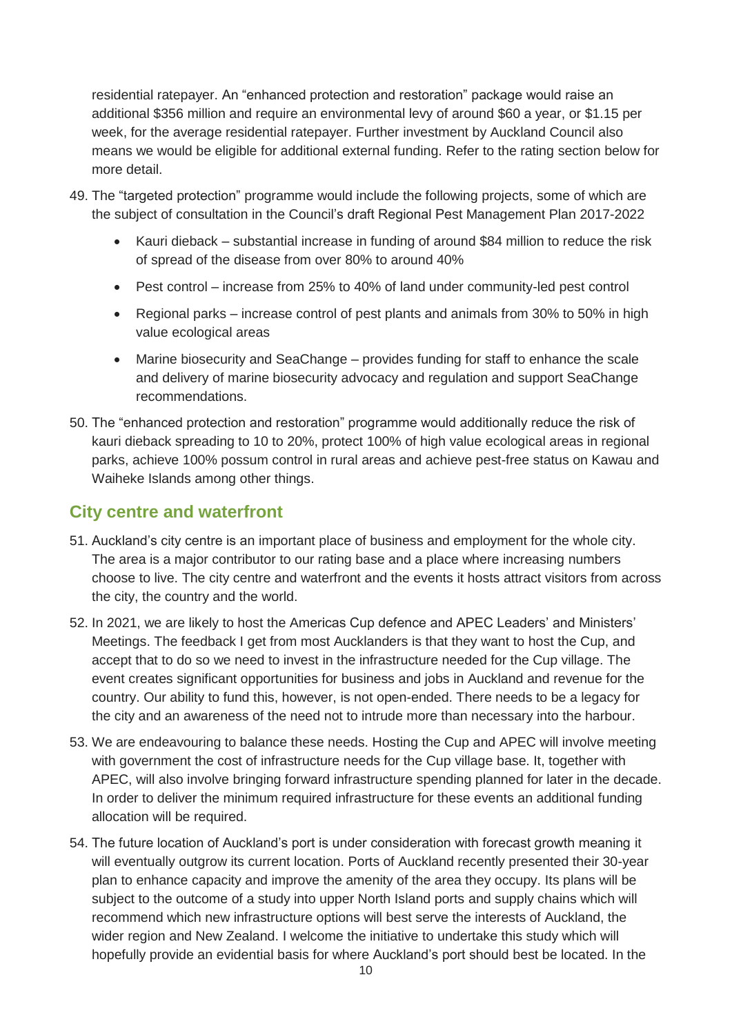residential ratepayer. An "enhanced protection and restoration" package would raise an additional $356 million and require an environmental levy of around $60 a year, or $1.15 per week, for the average residential ratepayer. Further investment by Auckland Council also means we would be eligible for additional external funding. Refer to the rating section below for more detail.

49. The "targeted protection" programme would include the following projects, some of which are the subject of consultation in the Council's draft Regional Pest Management Plan 2017-2022
    - Kauri dieback – substantial increase in funding of around $84 million to reduce the risk of spread of the disease from over 80% to around 40%
    - Pest control – increase from 25% to 40% of land under community-led pest control
    - Regional parks – increase control of pest plants and animals from 30% to 50% in high value ecological areas
    - Marine biosecurity and SeaChange – provides funding for staff to enhance the scale and delivery of marine biosecurity advocacy and regulation and support SeaChange recommendations.
50. The "enhanced protection and restoration" programme would additionally reduce the risk of kauri dieback spreading to 10 to 20%, protect 100% of high value ecological areas in regional parks, achieve 100% possum control in rural areas and achieve pest-free status on Kawau and Waiheke Islands among other things.

## City centre and waterfront

51. Auckland's city centre is an important place of business and employment for the whole city. The area is a major contributor to our rating base and a place where increasing numbers choose to live. The city centre and waterfront and the events it hosts attract visitors from across the city, the country and the world.
52. In 2021, we are likely to host the Americas Cup defence and APEC Leaders' and Ministers' Meetings. The feedback I get from most Aucklanders is that they want to host the Cup, and accept that to do so we need to invest in the infrastructure needed for the Cup village. The event creates significant opportunities for business and jobs in Auckland and revenue for the country. Our ability to fund this, however, is not open-ended. There needs to be a legacy for the city and an awareness of the need not to intrude more than necessary into the harbour.
53. We are endeavouring to balance these needs. Hosting the Cup and APEC will involve meeting with government the cost of infrastructure needs for the Cup village base. It, together with APEC, will also involve bringing forward infrastructure spending planned for later in the decade. In order to deliver the minimum required infrastructure for these events an additional funding allocation will be required.
54. The future location of Auckland's port is under consideration with forecast growth meaning it will eventually outgrow its current location. Ports of Auckland recently presented their 30-year plan to enhance capacity and improve the amenity of the area they occupy. Its plans will be subject to the outcome of a study into upper North Island ports and supply chains which will recommend which new infrastructure options will best serve the interests of Auckland, the wider region and New Zealand. I welcome the initiative to undertake this study which will hopefully provide an evidential basis for where Auckland's port should best be located. In the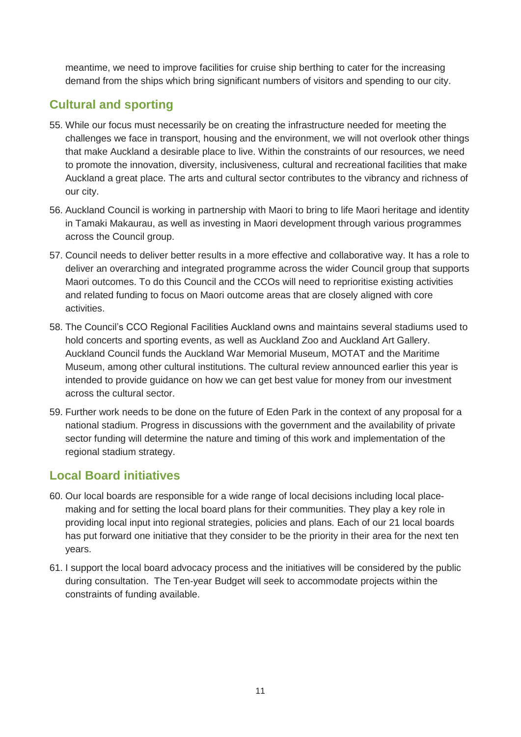meantime, we need to improve facilities for cruise ship berthing to cater for the increasing demand from the ships which bring significant numbers of visitors and spending to our city.

## Cultural and sporting

55. While our focus must necessarily be on creating the infrastructure needed for meeting the challenges we face in transport, housing and the environment, we will not overlook other things that make Auckland a desirable place to live. Within the constraints of our resources, we need to promote the innovation, diversity, inclusiveness, cultural and recreational facilities that make Auckland a great place. The arts and cultural sector contributes to the vibrancy and richness of our city.

56. Auckland Council is working in partnership with Maori to bring to life Maori heritage and identity in Tamaki Makaurau, as well as investing in Maori development through various programmes across the Council group.

57. Council needs to deliver better results in a more effective and collaborative way. It has a role to deliver an overarching and integrated programme across the wider Council group that supports Maori outcomes. To do this Council and the CCOs will need to reprioritise existing activities and related funding to focus on Maori outcome areas that are closely aligned with core activities.

58. The Council's CCO Regional Facilities Auckland owns and maintains several stadiums used to hold concerts and sporting events, as well as Auckland Zoo and Auckland Art Gallery. Auckland Council funds the Auckland War Memorial Museum, MOTAT and the Maritime Museum, among other cultural institutions. The cultural review announced earlier this year is intended to provide guidance on how we can get best value for money from our investment across the cultural sector.

59. Further work needs to be done on the future of Eden Park in the context of any proposal for a national stadium. Progress in discussions with the government and the availability of private sector funding will determine the nature and timing of this work and implementation of the regional stadium strategy.

## Local Board initiatives

60. Our local boards are responsible for a wide range of local decisions including local place-making and for setting the local board plans for their communities. They play a key role in providing local input into regional strategies, policies and plans. Each of our 21 local boards has put forward one initiative that they consider to be the priority in their area for the next ten years.

61. I support the local board advocacy process and the initiatives will be considered by the public during consultation. The Ten-year Budget will seek to accommodate projects within the constraints of funding available.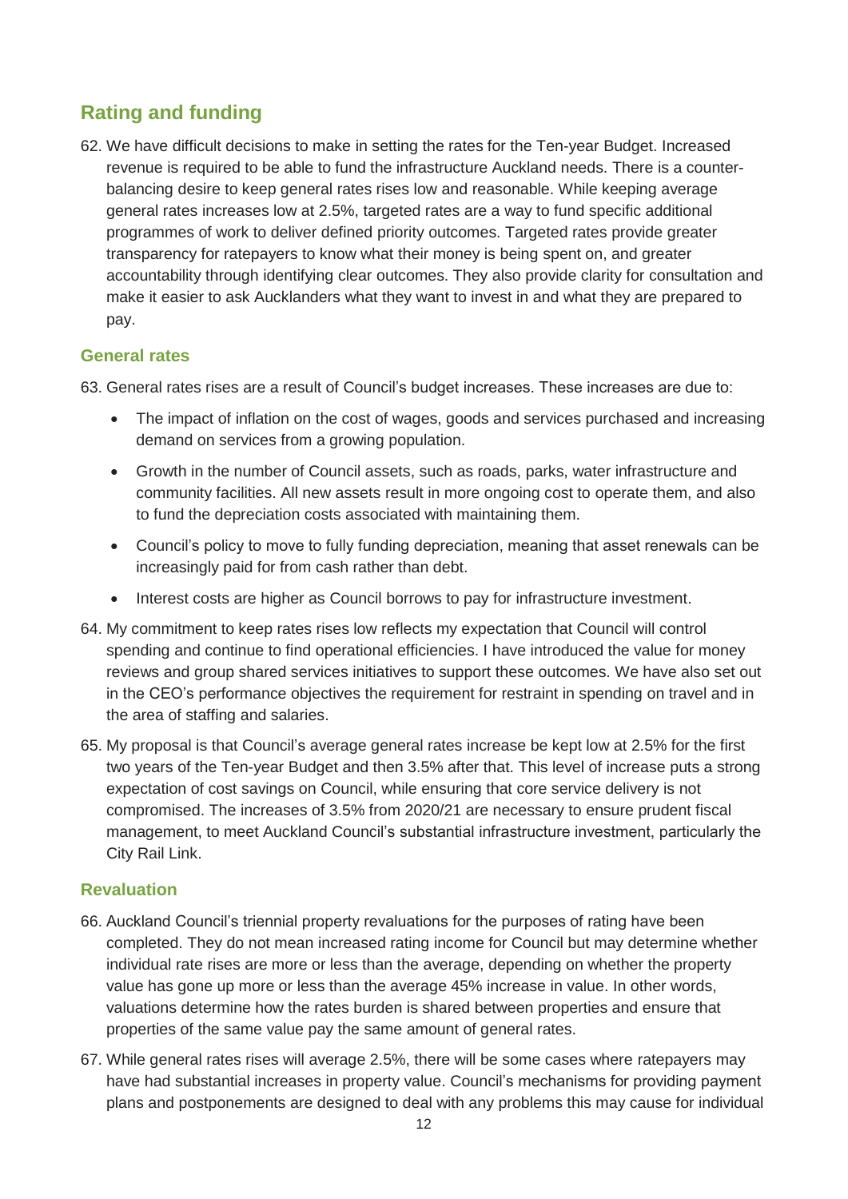## Rating and funding

62. We have difficult decisions to make in setting the rates for the Ten-year Budget. Increased revenue is required to be able to fund the infrastructure Auckland needs. There is a counter-balancing desire to keep general rates rises low and reasonable. While keeping average general rates increases low at 2.5%, targeted rates are a way to fund specific additional programmes of work to deliver defined priority outcomes. Targeted rates provide greater transparency for ratepayers to know what their money is being spent on, and greater accountability through identifying clear outcomes. They also provide clarity for consultation and make it easier to ask Aucklanders what they want to invest in and what they are prepared to pay.

### General rates

63. General rates rises are a result of Council's budget increases. These increases are due to:
    - The impact of inflation on the cost of wages, goods and services purchased and increasing demand on services from a growing population.
    - Growth in the number of Council assets, such as roads, parks, water infrastructure and community facilities. All new assets result in more ongoing cost to operate them, and also to fund the depreciation costs associated with maintaining them.
    - Council's policy to move to fully funding depreciation, meaning that asset renewals can be increasingly paid for from cash rather than debt.
    - Interest costs are higher as Council borrows to pay for infrastructure investment.

64. My commitment to keep rates rises low reflects my expectation that Council will control spending and continue to find operational efficiencies. I have introduced the value for money reviews and group shared services initiatives to support these outcomes. We have also set out in the CEO's performance objectives the requirement for restraint in spending on travel and in the area of staffing and salaries.

65. My proposal is that Council's average general rates increase be kept low at 2.5% for the first two years of the Ten-year Budget and then 3.5% after that. This level of increase puts a strong expectation of cost savings on Council, while ensuring that core service delivery is not compromised. The increases of 3.5% from 2020/21 are necessary to ensure prudent fiscal management, to meet Auckland Council's substantial infrastructure investment, particularly the City Rail Link.

### Revaluation

66. Auckland Council's triennial property revaluations for the purposes of rating have been completed. They do not mean increased rating income for Council but may determine whether individual rate rises are more or less than the average, depending on whether the property value has gone up more or less than the average 45% increase in value. In other words, valuations determine how the rates burden is shared between properties and ensure that properties of the same value pay the same amount of general rates.

67. While general rates rises will average 2.5%, there will be some cases where ratepayers may have had substantial increases in property value. Council's mechanisms for providing payment plans and postponements are designed to deal with any problems this may cause for individual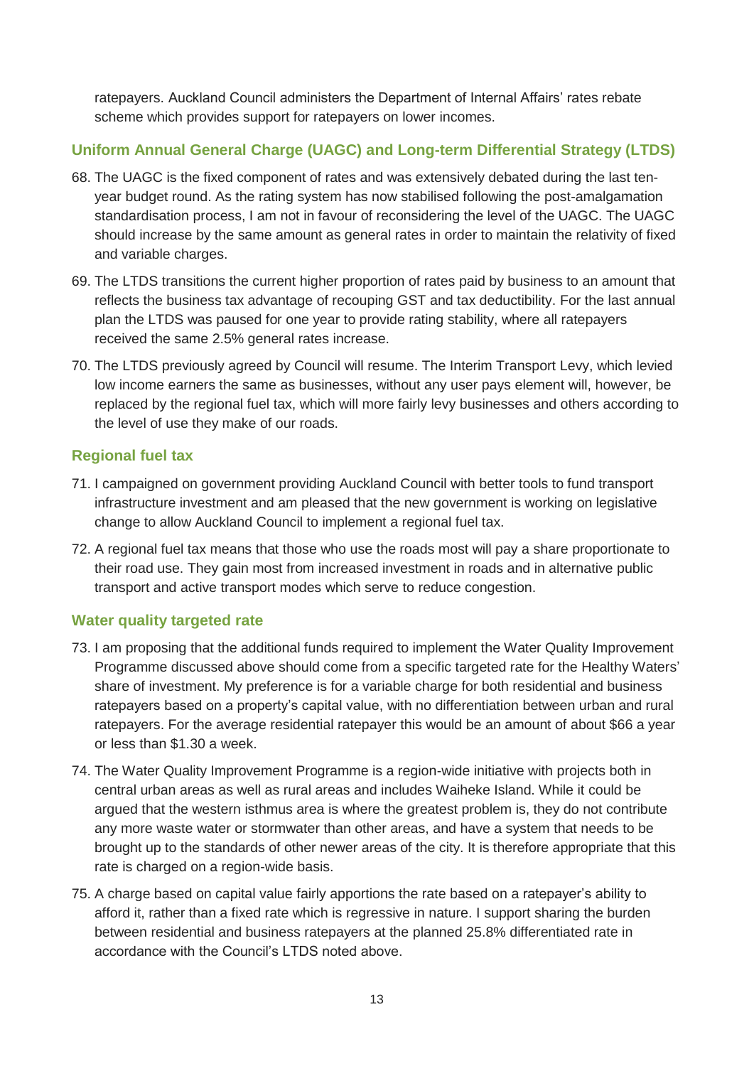ratepayers. Auckland Council administers the Department of Internal Affairs' rates rebate scheme which provides support for ratepayers on lower incomes.

## Uniform Annual General Charge (UAGC) and Long-term Differential Strategy (LTDS)

68. The UAGC is the fixed component of rates and was extensively debated during the last ten-year budget round. As the rating system has now stabilised following the post-amalgamation standardisation process, I am not in favour of reconsidering the level of the UAGC. The UAGC should increase by the same amount as general rates in order to maintain the relativity of fixed and variable charges.
69. The LTDS transitions the current higher proportion of rates paid by business to an amount that reflects the business tax advantage of recouping GST and tax deductibility. For the last annual plan the LTDS was paused for one year to provide rating stability, where all ratepayers received the same 2.5% general rates increase.
70. The LTDS previously agreed by Council will resume. The Interim Transport Levy, which levied low income earners the same as businesses, without any user pays element will, however, be replaced by the regional fuel tax, which will more fairly levy businesses and others according to the level of use they make of our roads.

## Regional fuel tax

71. I campaigned on government providing Auckland Council with better tools to fund transport infrastructure investment and am pleased that the new government is working on legislative change to allow Auckland Council to implement a regional fuel tax.
72. A regional fuel tax means that those who use the roads most will pay a share proportionate to their road use. They gain most from increased investment in roads and in alternative public transport and active transport modes which serve to reduce congestion.

## Water quality targeted rate

73. I am proposing that the additional funds required to implement the Water Quality Improvement Programme discussed above should come from a specific targeted rate for the Healthy Waters' share of investment. My preference is for a variable charge for both residential and business ratepayers based on a property's capital value, with no differentiation between urban and rural ratepayers. For the average residential ratepayer this would be an amount of about $66 a year or less than $1.30 a week.
74. The Water Quality Improvement Programme is a region-wide initiative with projects both in central urban areas as well as rural areas and includes Waiheke Island. While it could be argued that the western isthmus area is where the greatest problem is, they do not contribute any more waste water or stormwater than other areas, and have a system that needs to be brought up to the standards of other newer areas of the city. It is therefore appropriate that this rate is charged on a region-wide basis.
75. A charge based on capital value fairly apportions the rate based on a ratepayer's ability to afford it, rather than a fixed rate which is regressive in nature. I support sharing the burden between residential and business ratepayers at the planned 25.8% differentiated rate in accordance with the Council's LTDS noted above.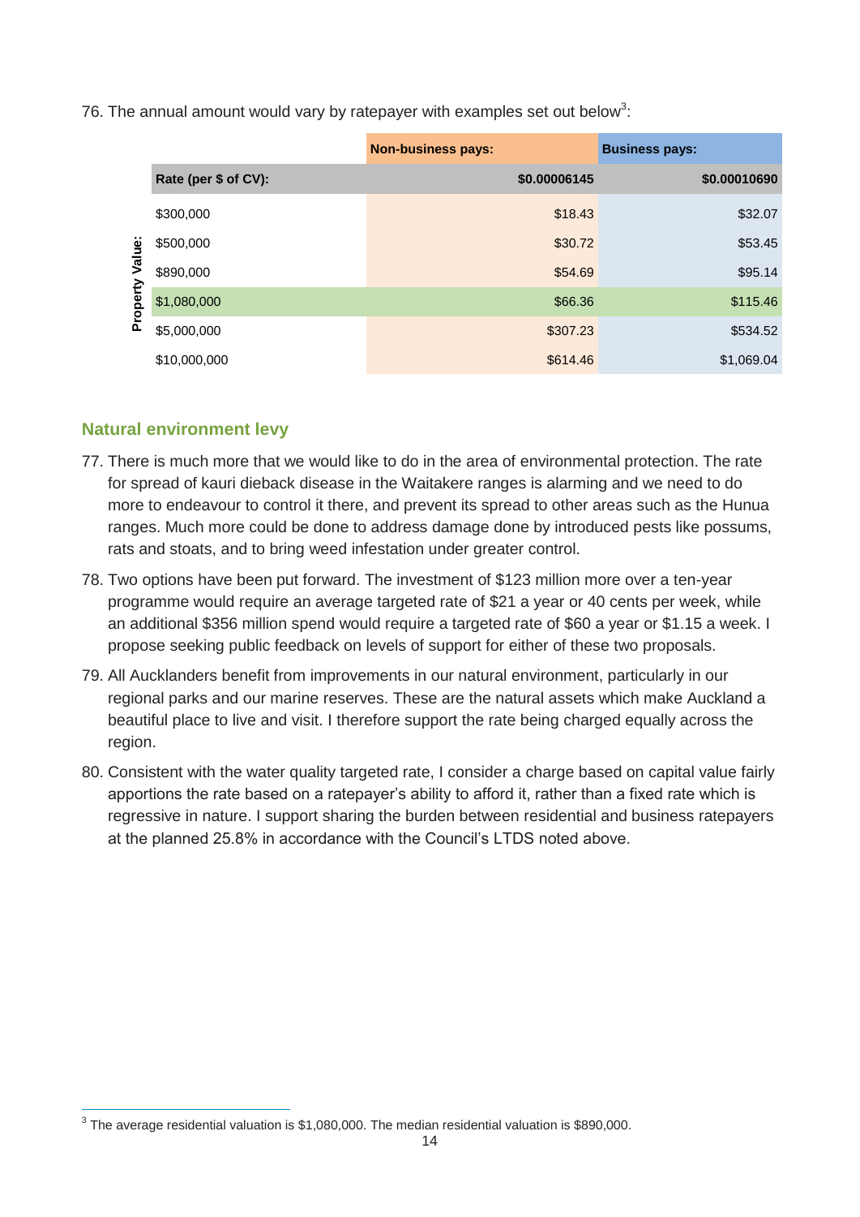76. The annual amount would vary by ratepayer with examples set out below[3]:

| | | Non-business pays: | Business pays: |
|---|---|---|---|
| | Rate (per $ of CV): | $0.00006145 | $0.00010690 |
| Property Value: | $300,000 | $18.43 | $32.07 |
| | $500,000 | $30.72 | $53.45 |
| | $890,000 | $54.69 | $95.14 |
| | $1,080,000 | $66.36 | $115.46 |
| | $5,000,000 | $307.23 | $534.52 |
| | $10,000,000 | $614.46 | $1,069.04 |

## Natural environment levy

77. There is much more that we would like to do in the area of environmental protection. The rate for spread of kauri dieback disease in the Waitakere ranges is alarming and we need to do more to endeavour to control it there, and prevent its spread to other areas such as the Hunua ranges. Much more could be done to address damage done by introduced pests like possums, rats and stoats, and to bring weed infestation under greater control.

78. Two options have been put forward. The investment of $123 million more over a ten-year programme would require an average targeted rate of $21 a year or 40 cents per week, while an additional $356 million spend would require a targeted rate of $60 a year or $1.15 a week. I propose seeking public feedback on levels of support for either of these two proposals.

79. All Aucklanders benefit from improvements in our natural environment, particularly in our regional parks and our marine reserves. These are the natural assets which make Auckland a beautiful place to live and visit. I therefore support the rate being charged equally across the region.

80. Consistent with the water quality targeted rate, I consider a charge based on capital value fairly apportions the rate based on a ratepayer's ability to afford it, rather than a fixed rate which is regressive in nature. I support sharing the burden between residential and business ratepayers at the planned 25.8% in accordance with the Council's LTDS noted above.

[3] The average residential valuation is $1,080,000. The median residential valuation is $890,000.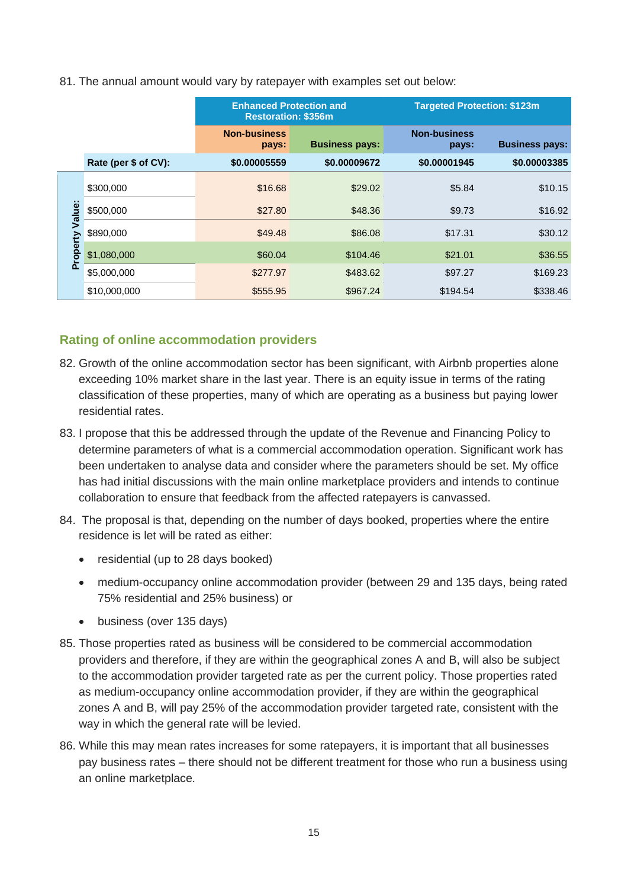81. The annual amount would vary by ratepayer with examples set out below:

| | | Enhanced Protection and Restoration: $356m | | Targeted Protection: $123m | |
|---|---|---|---|---|---|
| | | Non-business pays: | Business pays: | Non-business pays: | Business pays: |
| | Rate (per $ of CV): | $0.00005559 | $0.00009672 | $0.00001945 | $0.00003385 |
| Property Value: | $300,000 | $16.68 | $29.02 | $5.84 | $10.15 |
| | $500,000 | $27.80 | $48.36 | $9.73 | $16.92 |
| | $890,000 | $49.48 | $86.08 | $17.31 | $30.12 |
| | $1,080,000 | $60.04 | $104.46 | $21.01 | $36.55 |
| | $5,000,000 | $277.97 | $483.62 | $97.27 | $169.23 |
| | $10,000,000 | $555.95 | $967.24 | $194.54 | $338.46 |

## Rating of online accommodation providers

82. Growth of the online accommodation sector has been significant, with Airbnb properties alone exceeding 10% market share in the last year. There is an equity issue in terms of the rating classification of these properties, many of which are operating as a business but paying lower residential rates.

83. I propose that this be addressed through the update of the Revenue and Financing Policy to determine parameters of what is a commercial accommodation operation. Significant work has been undertaken to analyse data and consider where the parameters should be set. My office has had initial discussions with the main online marketplace providers and intends to continue collaboration to ensure that feedback from the affected ratepayers is canvassed.

84. The proposal is that, depending on the number of days booked, properties where the entire residence is let will be rated as either:

    - residential (up to 28 days booked)
    - medium-occupancy online accommodation provider (between 29 and 135 days, being rated 75% residential and 25% business) or
    - business (over 135 days)

85. Those properties rated as business will be considered to be commercial accommodation providers and therefore, if they are within the geographical zones A and B, will also be subject to the accommodation provider targeted rate as per the current policy. Those properties rated as medium-occupancy online accommodation provider, if they are within the geographical zones A and B, will pay 25% of the accommodation provider targeted rate, consistent with the way in which the general rate will be levied.

86. While this may mean rates increases for some ratepayers, it is important that all businesses pay business rates – there should not be different treatment for those who run a business using an online marketplace.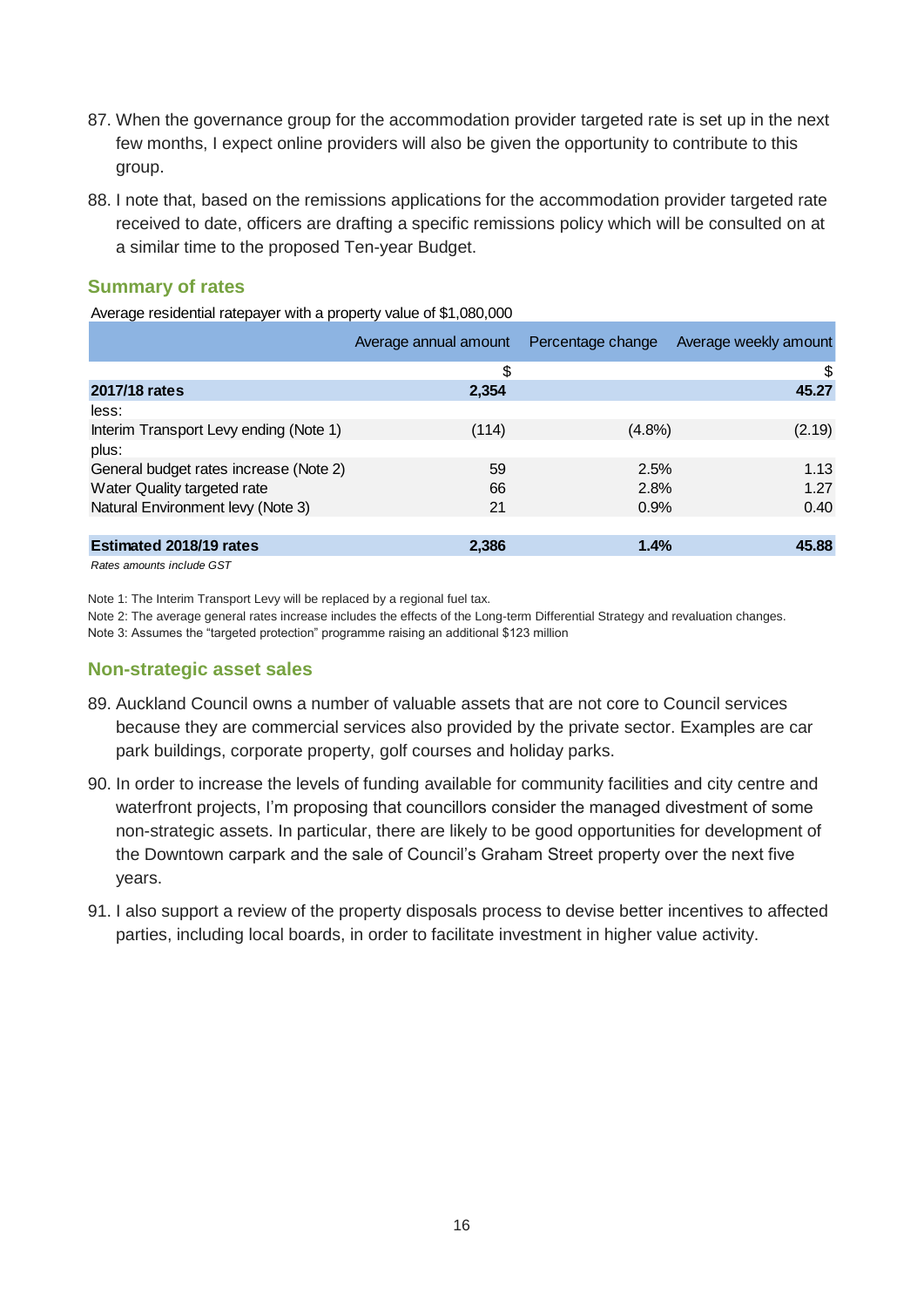87. When the governance group for the accommodation provider targeted rate is set up in the next few months, I expect online providers will also be given the opportunity to contribute to this group.

88. I note that, based on the remissions applications for the accommodation provider targeted rate received to date, officers are drafting a specific remissions policy which will be consulted on at a similar time to the proposed Ten-year Budget.

## Summary of rates

Average residential ratepayer with a property value of $1,080,000

| | Average annual amount | Percentage change | Average weekly amount |
|---|---|---|---|
| | $ | | $ |
| **2017/18 rates** | **2,354** | | **45.27** |
| less: | | | |
| Interim Transport Levy ending (Note 1) | (114) | (4.8%) | (2.19) |
| plus: | | | |
| General budget rates increase (Note 2) | 59 | 2.5% | 1.13 |
| Water Quality targeted rate | 66 | 2.8% | 1.27 |
| Natural Environment levy (Note 3) | 21 | 0.9% | 0.40 |
| | | | |
| **Estimated 2018/19 rates** | **2,386** | **1.4%** | **45.88** |

*Rates amounts include GST*

Note 1: The Interim Transport Levy will be replaced by a regional fuel tax.

Note 2: The average general rates increase includes the effects of the Long-term Differential Strategy and revaluation changes.

Note 3: Assumes the "targeted protection" programme raising an additional $123 million

## Non-strategic asset sales

89. Auckland Council owns a number of valuable assets that are not core to Council services because they are commercial services also provided by the private sector. Examples are car park buildings, corporate property, golf courses and holiday parks.

90. In order to increase the levels of funding available for community facilities and city centre and waterfront projects, I'm proposing that councillors consider the managed divestment of some non-strategic assets. In particular, there are likely to be good opportunities for development of the Downtown carpark and the sale of Council's Graham Street property over the next five years.

91. I also support a review of the property disposals process to devise better incentives to affected parties, including local boards, in order to facilitate investment in higher value activity.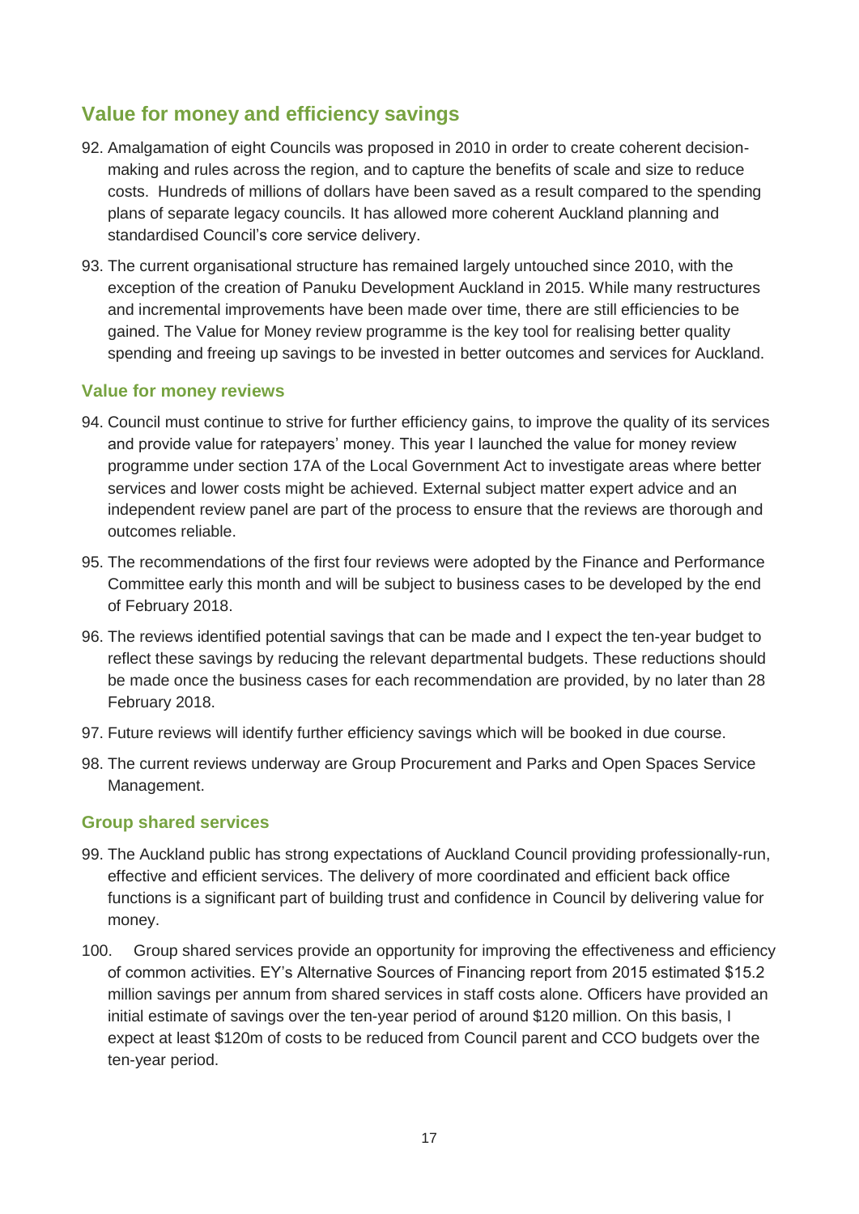## Value for money and efficiency savings

92. Amalgamation of eight Councils was proposed in 2010 in order to create coherent decision-making and rules across the region, and to capture the benefits of scale and size to reduce costs. Hundreds of millions of dollars have been saved as a result compared to the spending plans of separate legacy councils. It has allowed more coherent Auckland planning and standardised Council's core service delivery.

93. The current organisational structure has remained largely untouched since 2010, with the exception of the creation of Panuku Development Auckland in 2015. While many restructures and incremental improvements have been made over time, there are still efficiencies to be gained. The Value for Money review programme is the key tool for realising better quality spending and freeing up savings to be invested in better outcomes and services for Auckland.

### Value for money reviews

94. Council must continue to strive for further efficiency gains, to improve the quality of its services and provide value for ratepayers' money. This year I launched the value for money review programme under section 17A of the Local Government Act to investigate areas where better services and lower costs might be achieved. External subject matter expert advice and an independent review panel are part of the process to ensure that the reviews are thorough and outcomes reliable.

95. The recommendations of the first four reviews were adopted by the Finance and Performance Committee early this month and will be subject to business cases to be developed by the end of February 2018.

96. The reviews identified potential savings that can be made and I expect the ten-year budget to reflect these savings by reducing the relevant departmental budgets. These reductions should be made once the business cases for each recommendation are provided, by no later than 28 February 2018.

97. Future reviews will identify further efficiency savings which will be booked in due course.

98. The current reviews underway are Group Procurement and Parks and Open Spaces Service Management.

### Group shared services

99. The Auckland public has strong expectations of Auckland Council providing professionally-run, effective and efficient services. The delivery of more coordinated and efficient back office functions is a significant part of building trust and confidence in Council by delivering value for money.

100. Group shared services provide an opportunity for improving the effectiveness and efficiency of common activities. EY's Alternative Sources of Financing report from 2015 estimated $15.2 million savings per annum from shared services in staff costs alone. Officers have provided an initial estimate of savings over the ten-year period of around $120 million. On this basis, I expect at least $120m of costs to be reduced from Council parent and CCO budgets over the ten-year period.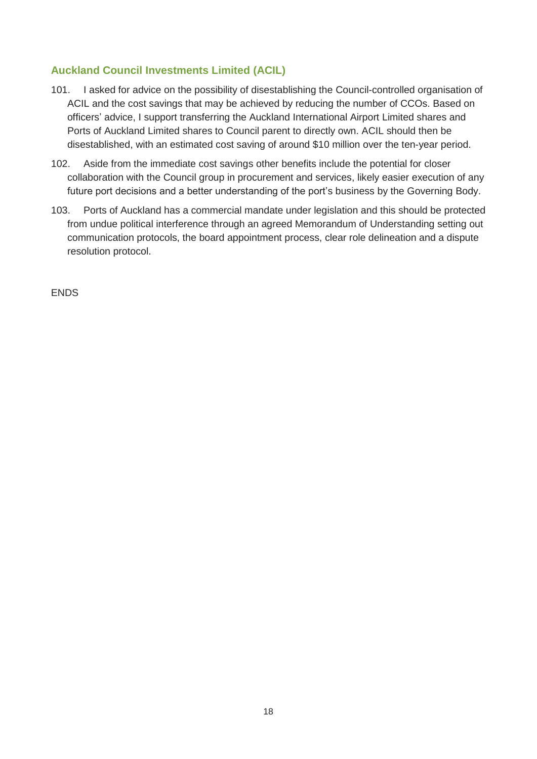## Auckland Council Investments Limited (ACIL)

101. I asked for advice on the possibility of disestablishing the Council-controlled organisation of ACIL and the cost savings that may be achieved by reducing the number of CCOs. Based on officers' advice, I support transferring the Auckland International Airport Limited shares and Ports of Auckland Limited shares to Council parent to directly own. ACIL should then be disestablished, with an estimated cost saving of around $10 million over the ten-year period.

102. Aside from the immediate cost savings other benefits include the potential for closer collaboration with the Council group in procurement and services, likely easier execution of any future port decisions and a better understanding of the port's business by the Governing Body.

103. Ports of Auckland has a commercial mandate under legislation and this should be protected from undue political interference through an agreed Memorandum of Understanding setting out communication protocols, the board appointment process, clear role delineation and a dispute resolution protocol.

ENDS